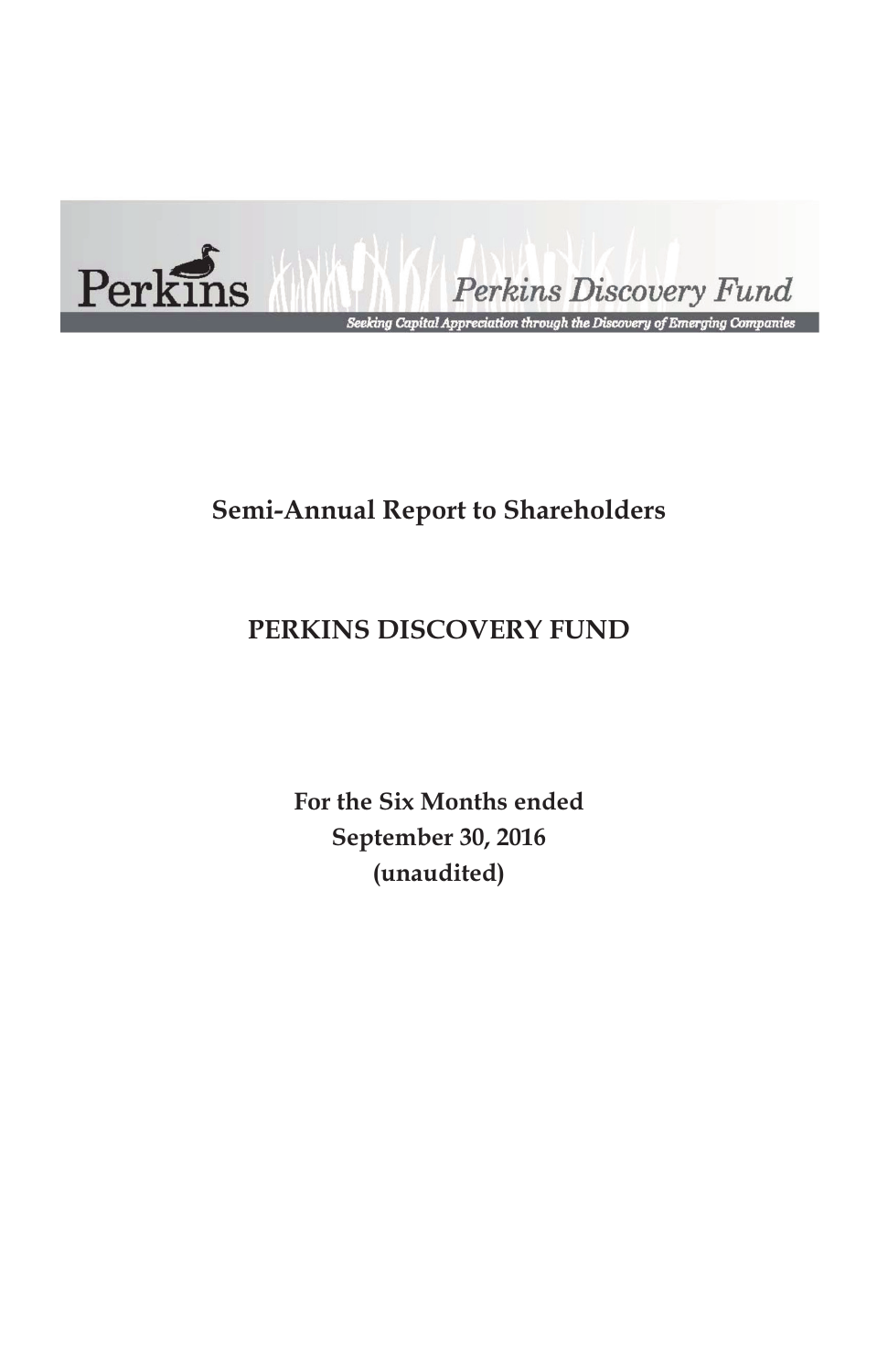Perkins

Perkins Discovery Fund

*Seeking Capital Appreciation through the Discovery of Emerging Companies*

# Semi-Annual Report to Shareholders

# PERKINS DISCOVERY FUND

**For the Six Months ended**
**September 30, 2016**
**(unaudited)**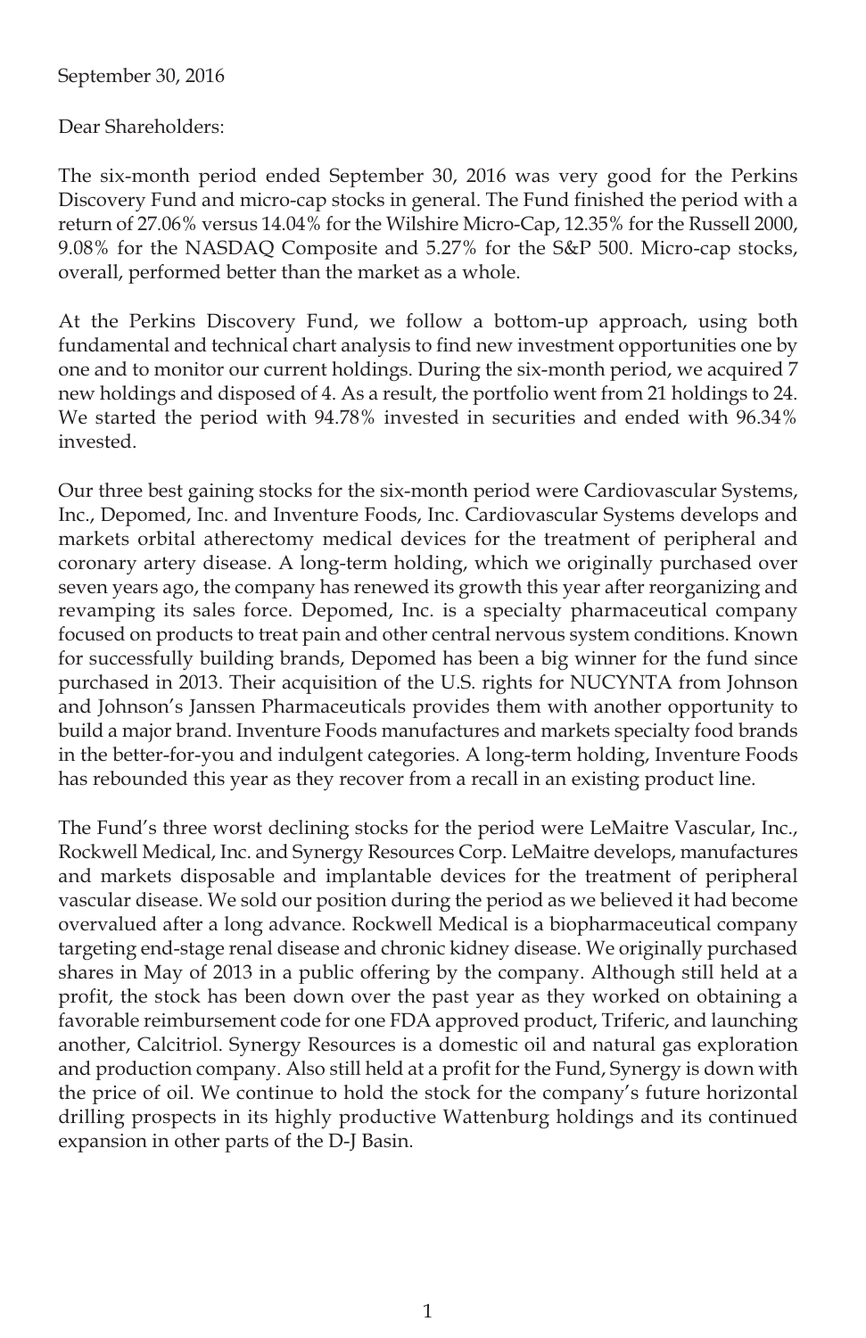September 30, 2016

Dear Shareholders:

The six-month period ended September 30, 2016 was very good for the Perkins Discovery Fund and micro-cap stocks in general. The Fund finished the period with a return of 27.06% versus 14.04% for the Wilshire Micro-Cap, 12.35% for the Russell 2000, 9.08% for the NASDAQ Composite and 5.27% for the S&P 500. Micro-cap stocks, overall, performed better than the market as a whole.

At the Perkins Discovery Fund, we follow a bottom-up approach, using both fundamental and technical chart analysis to find new investment opportunities one by one and to monitor our current holdings. During the six-month period, we acquired 7 new holdings and disposed of 4. As a result, the portfolio went from 21 holdings to 24. We started the period with 94.78% invested in securities and ended with 96.34% invested.

Our three best gaining stocks for the six-month period were Cardiovascular Systems, Inc., Depomed, Inc. and Inventure Foods, Inc. Cardiovascular Systems develops and markets orbital atherectomy medical devices for the treatment of peripheral and coronary artery disease. A long-term holding, which we originally purchased over seven years ago, the company has renewed its growth this year after reorganizing and revamping its sales force. Depomed, Inc. is a specialty pharmaceutical company focused on products to treat pain and other central nervous system conditions. Known for successfully building brands, Depomed has been a big winner for the fund since purchased in 2013. Their acquisition of the U.S. rights for NUCYNTA from Johnson and Johnson's Janssen Pharmaceuticals provides them with another opportunity to build a major brand. Inventure Foods manufactures and markets specialty food brands in the better-for-you and indulgent categories. A long-term holding, Inventure Foods has rebounded this year as they recover from a recall in an existing product line.

The Fund's three worst declining stocks for the period were LeMaitre Vascular, Inc., Rockwell Medical, Inc. and Synergy Resources Corp. LeMaitre develops, manufactures and markets disposable and implantable devices for the treatment of peripheral vascular disease. We sold our position during the period as we believed it had become overvalued after a long advance. Rockwell Medical is a biopharmaceutical company targeting end-stage renal disease and chronic kidney disease. We originally purchased shares in May of 2013 in a public offering by the company. Although still held at a profit, the stock has been down over the past year as they worked on obtaining a favorable reimbursement code for one FDA approved product, Triferic, and launching another, Calcitriol. Synergy Resources is a domestic oil and natural gas exploration and production company. Also still held at a profit for the Fund, Synergy is down with the price of oil. We continue to hold the stock for the company's future horizontal drilling prospects in its highly productive Wattenburg holdings and its continued expansion in other parts of the D-J Basin.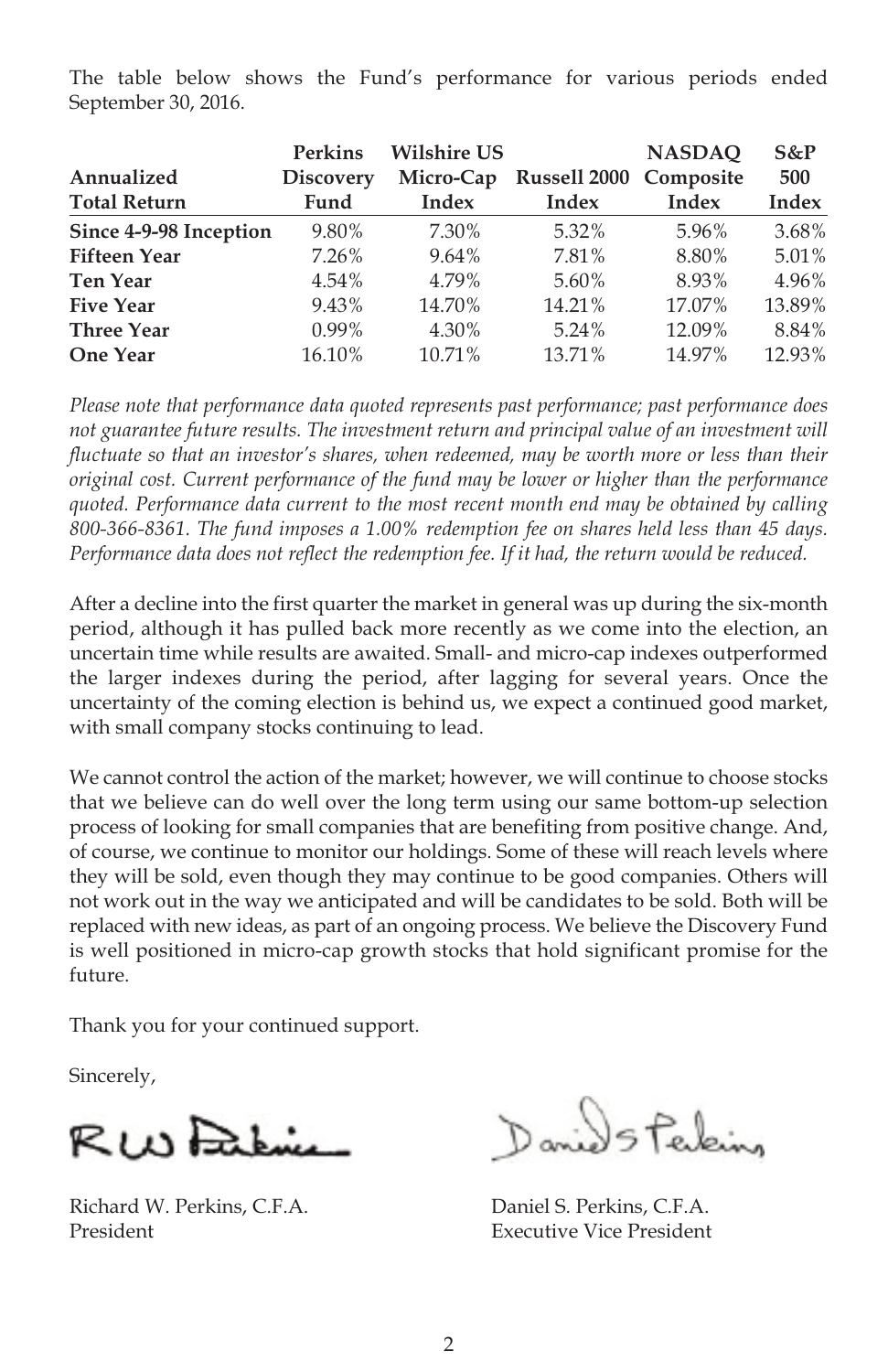The table below shows the Fund's performance for various periods ended September 30, 2016.

| Annualized Total Return | Perkins Discovery Fund | Wilshire US Micro-Cap Index | Russell 2000 Index | NASDAQ Composite Index | S&P 500 Index |
|---|---|---|---|---|---|
| **Since 4-9-98 Inception** | 9.80% | 7.30% | 5.32% | 5.96% | 3.68% |
| **Fifteen Year** | 7.26% | 9.64% | 7.81% | 8.80% | 5.01% |
| **Ten Year** | 4.54% | 4.79% | 5.60% | 8.93% | 4.96% |
| **Five Year** | 9.43% | 14.70% | 14.21% | 17.07% | 13.89% |
| **Three Year** | 0.99% | 4.30% | 5.24% | 12.09% | 8.84% |
| **One Year** | 16.10% | 10.71% | 13.71% | 14.97% | 12.93% |

*Please note that performance data quoted represents past performance; past performance does not guarantee future results. The investment return and principal value of an investment will fluctuate so that an investor's shares, when redeemed, may be worth more or less than their original cost. Current performance of the fund may be lower or higher than the performance quoted. Performance data current to the most recent month end may be obtained by calling 800-366-8361. The fund imposes a 1.00% redemption fee on shares held less than 45 days. Performance data does not reflect the redemption fee. If it had, the return would be reduced.*

After a decline into the first quarter the market in general was up during the six-month period, although it has pulled back more recently as we come into the election, an uncertain time while results are awaited. Small- and micro-cap indexes outperformed the larger indexes during the period, after lagging for several years. Once the uncertainty of the coming election is behind us, we expect a continued good market, with small company stocks continuing to lead.

We cannot control the action of the market; however, we will continue to choose stocks that we believe can do well over the long term using our same bottom-up selection process of looking for small companies that are benefiting from positive change. And, of course, we continue to monitor our holdings. Some of these will reach levels where they will be sold, even though they may continue to be good companies. Others will not work out in the way we anticipated and will be candidates to be sold. Both will be replaced with new ideas, as part of an ongoing process. We believe the Discovery Fund is well positioned in micro-cap growth stocks that hold significant promise for the future.

Thank you for your continued support.

Sincerely,

Richard W. Perkins, C.F.A.
President

Daniel S. Perkins, C.F.A.
Executive Vice President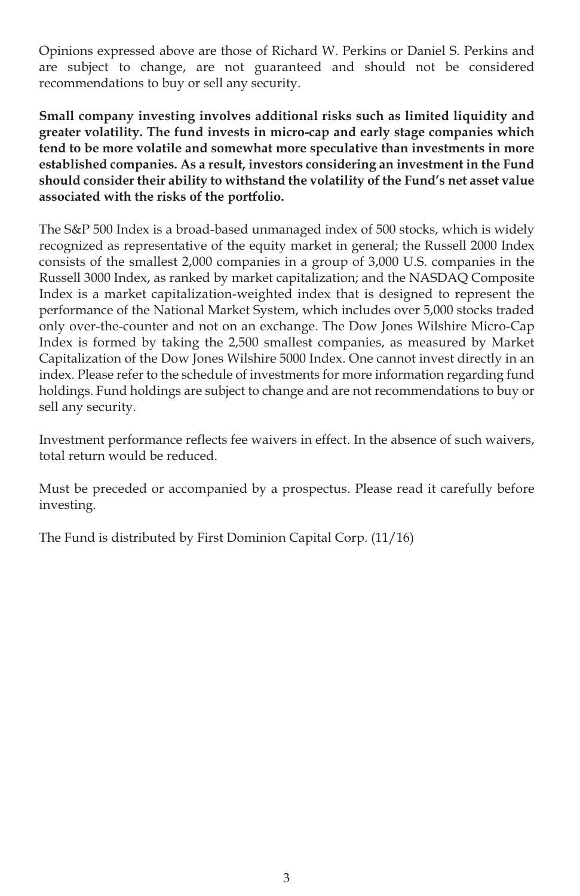Opinions expressed above are those of Richard W. Perkins or Daniel S. Perkins and are subject to change, are not guaranteed and should not be considered recommendations to buy or sell any security.

**Small company investing involves additional risks such as limited liquidity and greater volatility. The fund invests in micro-cap and early stage companies which tend to be more volatile and somewhat more speculative than investments in more established companies. As a result, investors considering an investment in the Fund should consider their ability to withstand the volatility of the Fund's net asset value associated with the risks of the portfolio.**

The S&P 500 Index is a broad-based unmanaged index of 500 stocks, which is widely recognized as representative of the equity market in general; the Russell 2000 Index consists of the smallest 2,000 companies in a group of 3,000 U.S. companies in the Russell 3000 Index, as ranked by market capitalization; and the NASDAQ Composite Index is a market capitalization-weighted index that is designed to represent the performance of the National Market System, which includes over 5,000 stocks traded only over-the-counter and not on an exchange. The Dow Jones Wilshire Micro-Cap Index is formed by taking the 2,500 smallest companies, as measured by Market Capitalization of the Dow Jones Wilshire 5000 Index. One cannot invest directly in an index. Please refer to the schedule of investments for more information regarding fund holdings. Fund holdings are subject to change and are not recommendations to buy or sell any security.

Investment performance reflects fee waivers in effect. In the absence of such waivers, total return would be reduced.

Must be preceded or accompanied by a prospectus. Please read it carefully before investing.

The Fund is distributed by First Dominion Capital Corp. (11/16)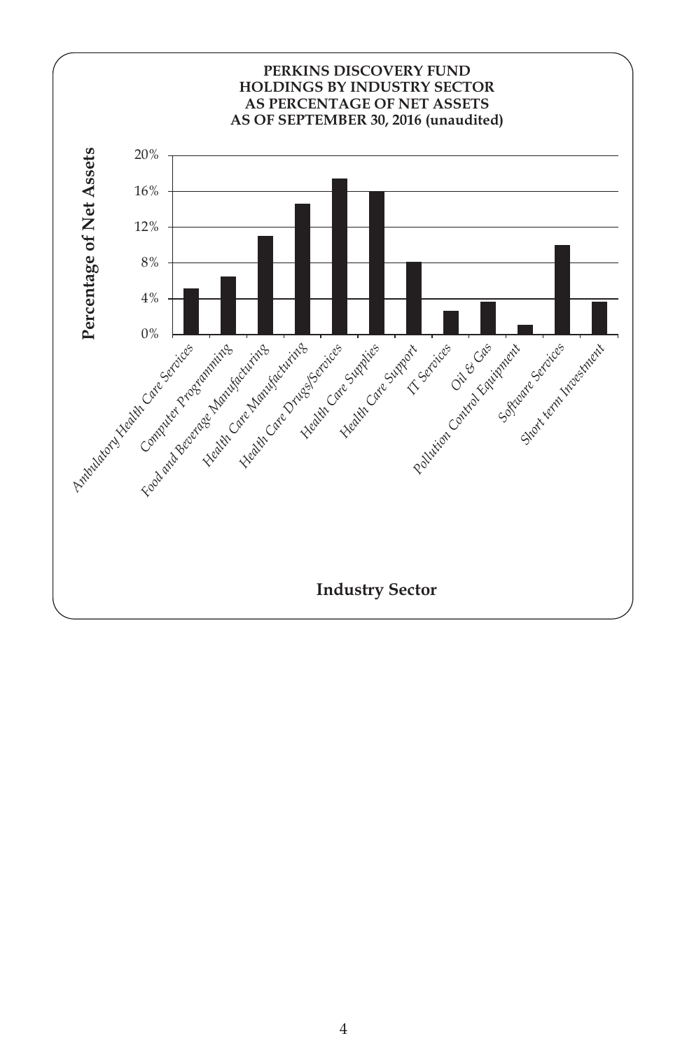**PERKINS DISCOVERY FUND**
**HOLDINGS BY INDUSTRY SECTOR**
**AS PERCENTAGE OF NET ASSETS**
**AS OF SEPTEMBER 30, 2016 (unaudited)**

**Percentage of Net Assets**

20%
16%
12%
8%
4%
0%

*Ambulatory Health Care Services*
*Computer Programming*
*Food and Beverage Manufacturing*
*Health Care Manufacturing*
*Health Care Drugs/Services*
*Health Care Supplies*
*Health Care Support*
*IT Services*
*Oil & Gas*
*Pollution Control Equipment*
*Software Services*
*Short term Investment*

**Industry Sector**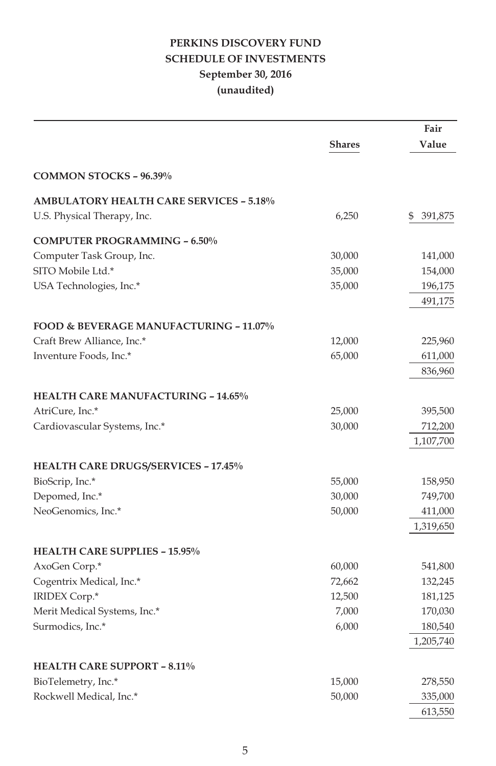**PERKINS DISCOVERY FUND**
**SCHEDULE OF INVESTMENTS**
**September 30, 2016**
**(unaudited)**

| | Shares | Fair Value |
|---|---|---|
| **COMMON STOCKS – 96.39%** | | |
| **AMBULATORY HEALTH CARE SERVICES – 5.18%** | | |
| U.S. Physical Therapy, Inc. | 6,250 | $ 391,875 |
| **COMPUTER PROGRAMMING – 6.50%** | | |
| Computer Task Group, Inc. | 30,000 | 141,000 |
| SITO Mobile Ltd.* | 35,000 | 154,000 |
| USA Technologies, Inc.* | 35,000 | 196,175 |
| | | 491,175 |
| **FOOD & BEVERAGE MANUFACTURING – 11.07%** | | |
| Craft Brew Alliance, Inc.* | 12,000 | 225,960 |
| Inventure Foods, Inc.* | 65,000 | 611,000 |
| | | 836,960 |
| **HEALTH CARE MANUFACTURING – 14.65%** | | |
| AtriCure, Inc.* | 25,000 | 395,500 |
| Cardiovascular Systems, Inc.* | 30,000 | 712,200 |
| | | 1,107,700 |
| **HEALTH CARE DRUGS/SERVICES – 17.45%** | | |
| BioScrip, Inc.* | 55,000 | 158,950 |
| Depomed, Inc.* | 30,000 | 749,700 |
| NeoGenomics, Inc.* | 50,000 | 411,000 |
| | | 1,319,650 |
| **HEALTH CARE SUPPLIES – 15.95%** | | |
| AxoGen Corp.* | 60,000 | 541,800 |
| Cogentrix Medical, Inc.* | 72,662 | 132,245 |
| IRIDEX Corp.* | 12,500 | 181,125 |
| Merit Medical Systems, Inc.* | 7,000 | 170,030 |
| Surmodics, Inc.* | 6,000 | 180,540 |
| | | 1,205,740 |
| **HEALTH CARE SUPPORT – 8.11%** | | |
| BioTelemetry, Inc.* | 15,000 | 278,550 |
| Rockwell Medical, Inc.* | 50,000 | 335,000 |
| | | 613,550 |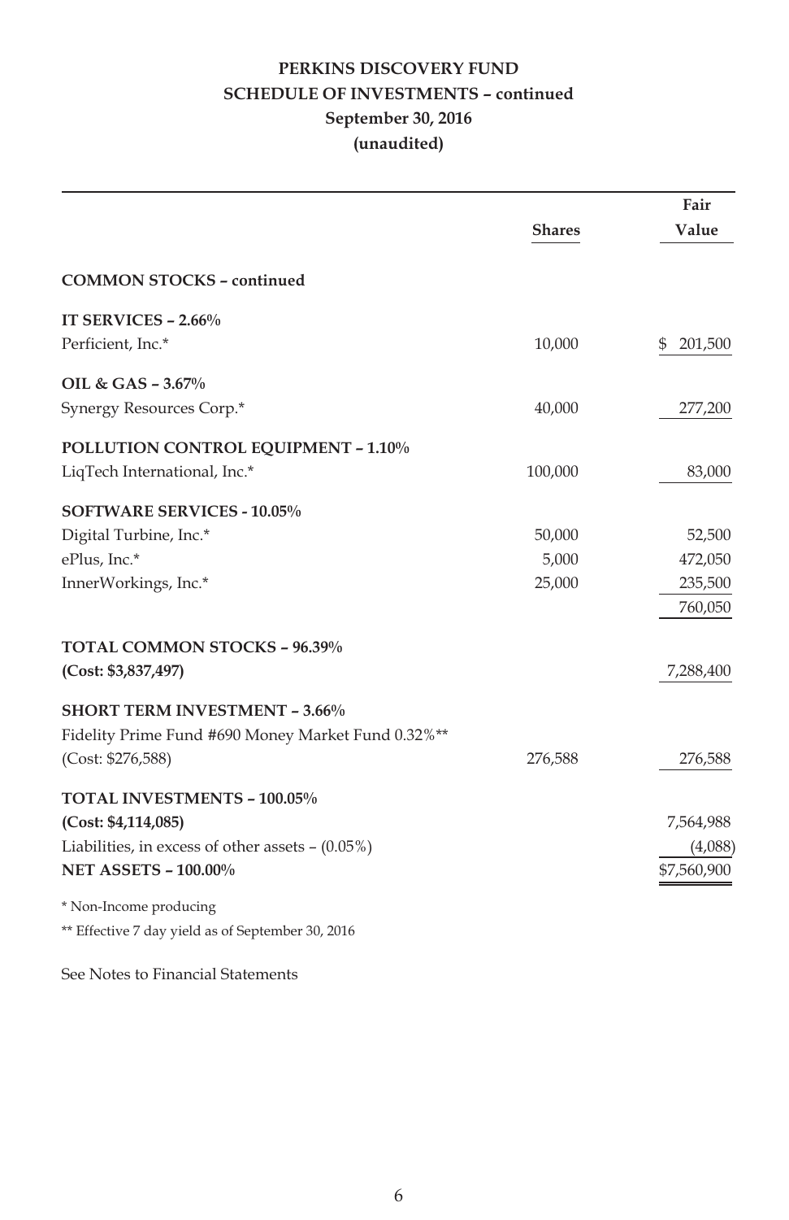## PERKINS DISCOVERY FUND
## SCHEDULE OF INVESTMENTS – continued
## September 30, 2016
## (unaudited)

| | Shares | Fair Value |
|---|---|---|
| **COMMON STOCKS – continued** | | |
| **IT SERVICES – 2.66%** | | |
| Perficient, Inc.* | 10,000 | $ 201,500 |
| **OIL & GAS – 3.67%** | | |
| Synergy Resources Corp.* | 40,000 | 277,200 |
| **POLLUTION CONTROL EQUIPMENT – 1.10%** | | |
| LiqTech International, Inc.* | 100,000 | 83,000 |
| **SOFTWARE SERVICES - 10.05%** | | |
| Digital Turbine, Inc.* | 50,000 | 52,500 |
| ePlus, Inc.* | 5,000 | 472,050 |
| InnerWorkings, Inc.* | 25,000 | 235,500 |
| | | 760,050 |
| **TOTAL COMMON STOCKS – 96.39%** | | |
| **(Cost: $3,837,497)** | | 7,288,400 |
| **SHORT TERM INVESTMENT – 3.66%** | | |
| Fidelity Prime Fund #690 Money Market Fund 0.32%** | | |
| (Cost: $276,588) | 276,588 | 276,588 |
| **TOTAL INVESTMENTS – 100.05%** | | |
| **(Cost: $4,114,085)** | | 7,564,988 |
| Liabilities, in excess of other assets – (0.05%) | | (4,088) |
| **NET ASSETS – 100.00%** | | $7,560,900 |

* Non-Income producing

** Effective 7 day yield as of September 30, 2016

See Notes to Financial Statements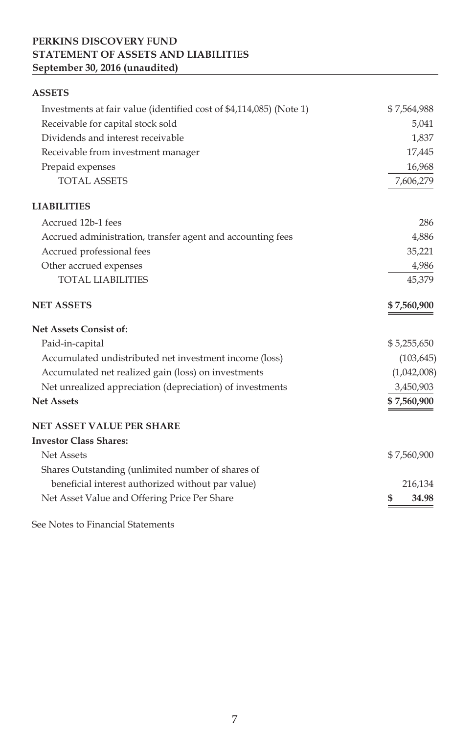**PERKINS DISCOVERY FUND**
**STATEMENT OF ASSETS AND LIABILITIES**
**September 30, 2016 (unaudited)**

| | |
|---|---|
| **ASSETS** | |
| Investments at fair value (identified cost of $4,114,085) (Note 1) | $ 7,564,988 |
| Receivable for capital stock sold | 5,041 |
| Dividends and interest receivable | 1,837 |
| Receivable from investment manager | 17,445 |
| Prepaid expenses | 16,968 |
| TOTAL ASSETS | 7,606,279 |
| **LIABILITIES** | |
| Accrued 12b-1 fees | 286 |
| Accrued administration, transfer agent and accounting fees | 4,886 |
| Accrued professional fees | 35,221 |
| Other accrued expenses | 4,986 |
| TOTAL LIABILITIES | 45,379 |
| **NET ASSETS** | **$ 7,560,900** |
| **Net Assets Consist of:** | |
| Paid-in-capital | $ 5,255,650 |
| Accumulated undistributed net investment income (loss) | (103,645) |
| Accumulated net realized gain (loss) on investments | (1,042,008) |
| Net unrealized appreciation (depreciation) of investments | 3,450,903 |
| **Net Assets** | **$ 7,560,900** |
| **NET ASSET VALUE PER SHARE** | |
| **Investor Class Shares:** | |
| Net Assets | $ 7,560,900 |
| Shares Outstanding (unlimited number of shares of beneficial interest authorized without par value) | 216,134 |
| Net Asset Value and Offering Price Per Share | **$ 34.98** |

See Notes to Financial Statements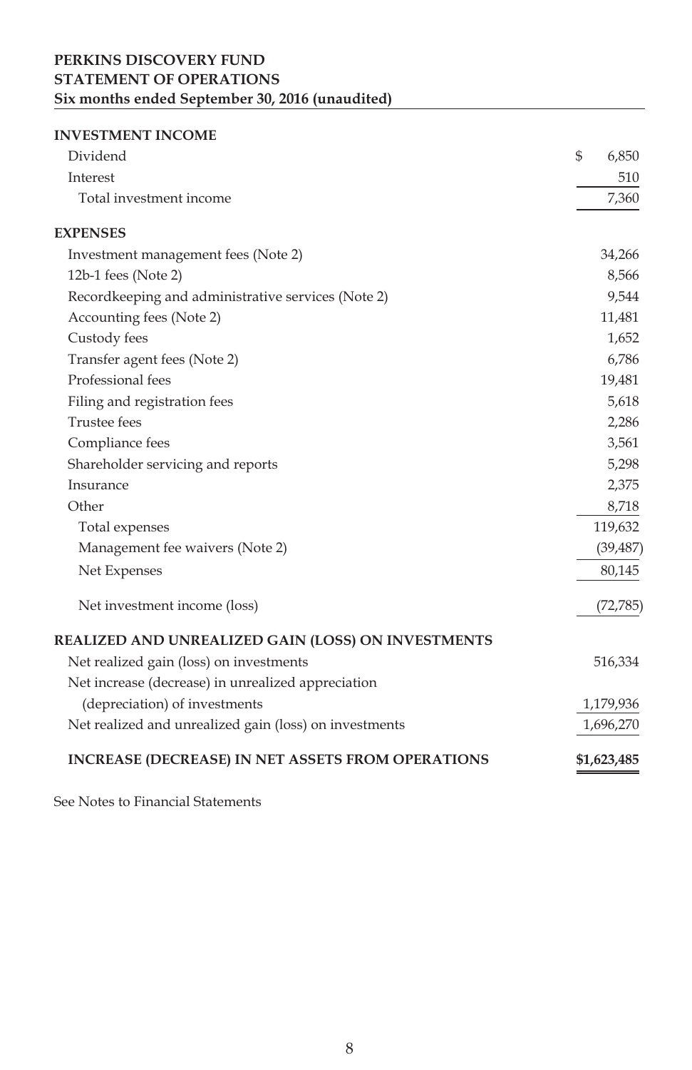**PERKINS DISCOVERY FUND**
**STATEMENT OF OPERATIONS**
**Six months ended September 30, 2016 (unaudited)**

| | |
|---|---|
| **INVESTMENT INCOME** | |
| Dividend | $ 6,850 |
| Interest | 510 |
| Total investment income | 7,360 |
| **EXPENSES** | |
| Investment management fees (Note 2) | 34,266 |
| 12b-1 fees (Note 2) | 8,566 |
| Recordkeeping and administrative services (Note 2) | 9,544 |
| Accounting fees (Note 2) | 11,481 |
| Custody fees | 1,652 |
| Transfer agent fees (Note 2) | 6,786 |
| Professional fees | 19,481 |
| Filing and registration fees | 5,618 |
| Trustee fees | 2,286 |
| Compliance fees | 3,561 |
| Shareholder servicing and reports | 5,298 |
| Insurance | 2,375 |
| Other | 8,718 |
| Total expenses | 119,632 |
| Management fee waivers (Note 2) | (39,487) |
| Net Expenses | 80,145 |
| Net investment income (loss) | (72,785) |
| **REALIZED AND UNREALIZED GAIN (LOSS) ON INVESTMENTS** | |
| Net realized gain (loss) on investments | 516,334 |
| Net increase (decrease) in unrealized appreciation (depreciation) of investments | 1,179,936 |
| Net realized and unrealized gain (loss) on investments | 1,696,270 |
| **INCREASE (DECREASE) IN NET ASSETS FROM OPERATIONS** | **$1,623,485** |

See Notes to Financial Statements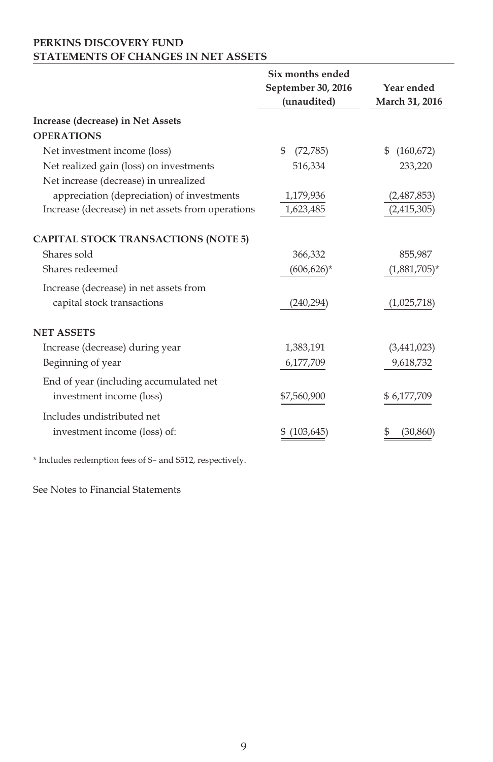**PERKINS DISCOVERY FUND**
**STATEMENTS OF CHANGES IN NET ASSETS**

| | Six months ended September 30, 2016 (unaudited) | Year ended March 31, 2016 |
|---|---|---|
| **Increase (decrease) in Net Assets** | | |
| **OPERATIONS** | | |
| Net investment income (loss) | $ (72,785) | $ (160,672) |
| Net realized gain (loss) on investments | 516,334 | 233,220 |
| Net increase (decrease) in unrealized appreciation (depreciation) of investments | 1,179,936 | (2,487,853) |
| Increase (decrease) in net assets from operations | 1,623,485 | (2,415,305) |
| **CAPITAL STOCK TRANSACTIONS (NOTE 5)** | | |
| Shares sold | 366,332 | 855,987 |
| Shares redeemed | (606,626)* | (1,881,705)* |
| Increase (decrease) in net assets from capital stock transactions | (240,294) | (1,025,718) |
| **NET ASSETS** | | |
| Increase (decrease) during year | 1,383,191 | (3,441,023) |
| Beginning of year | 6,177,709 | 9,618,732 |
| End of year (including accumulated net investment income (loss) | $7,560,900 | $ 6,177,709 |
| Includes undistributed net investment income (loss) of: | $ (103,645) | $ (30,860) |

* Includes redemption fees of $– and $512, respectively.

See Notes to Financial Statements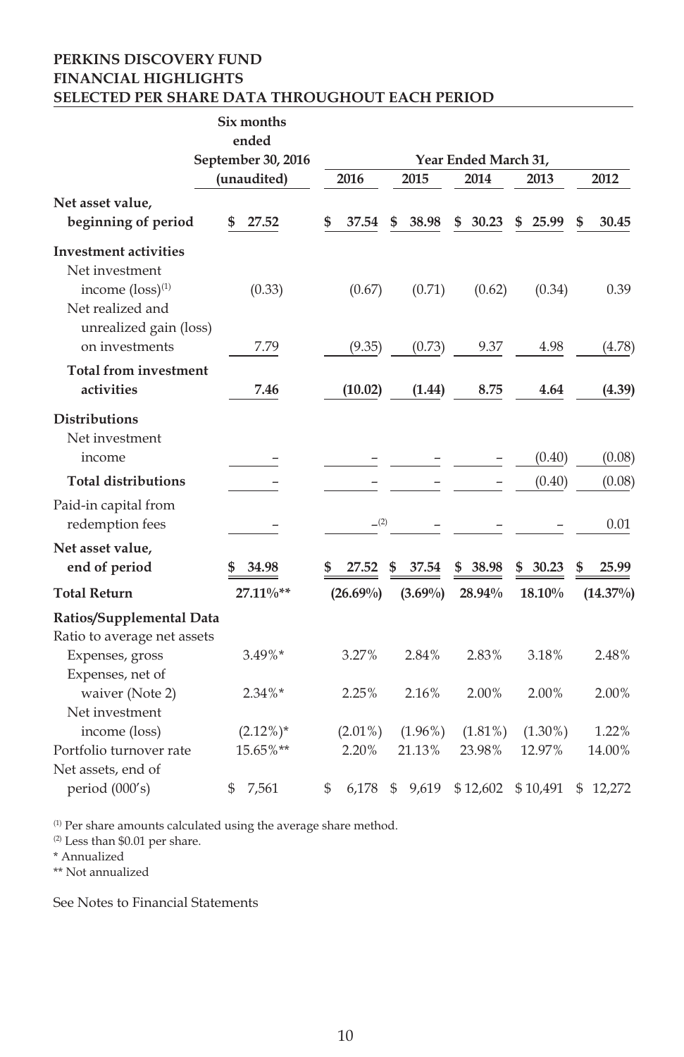**PERKINS DISCOVERY FUND**
**FINANCIAL HIGHLIGHTS**
**SELECTED PER SHARE DATA THROUGHOUT EACH PERIOD**

| | Six months ended September 30, 2016 (unaudited) | Year Ended March 31, 2016 | 2015 | 2014 | 2013 | 2012 |
|---|---|---|---|---|---|---|
| **Net asset value, beginning of period** | **$ 27.52** | **$ 37.54** | **$ 38.98** | **$ 30.23** | **$ 25.99** | **$ 30.45** |
| **Investment activities** | | | | | | |
| Net investment income (loss)[(1)] | (0.33) | (0.67) | (0.71) | (0.62) | (0.34) | 0.39 |
| Net realized and unrealized gain (loss) on investments | 7.79 | (9.35) | (0.73) | 9.37 | 4.98 | (4.78) |
| **Total from investment activities** | **7.46** | **(10.02)** | **(1.44)** | **8.75** | **4.64** | **(4.39)** |
| **Distributions** | | | | | | |
| Net investment income | – | – | – | – | (0.40) | (0.08) |
| **Total distributions** | – | – | – | – | (0.40) | (0.08) |
| Paid-in capital from redemption fees | – | –[(2)] | – | – | – | 0.01 |
| **Net asset value, end of period** | **$ 34.98** | **$ 27.52** | **$ 37.54** | **$ 38.98** | **$ 30.23** | **$ 25.99** |
| **Total Return** | **27.11%\*\*** | **(26.69%)** | **(3.69%)** | **28.94%** | **18.10%** | **(14.37%)** |
| **Ratios/Supplemental Data** | | | | | | |
| Ratio to average net assets | | | | | | |
| Expenses, gross | 3.49%\* | 3.27% | 2.84% | 2.83% | 3.18% | 2.48% |
| Expenses, net of waiver (Note 2) | 2.34%\* | 2.25% | 2.16% | 2.00% | 2.00% | 2.00% |
| Net investment income (loss) | (2.12%)\* | (2.01%) | (1.96%) | (1.81%) | (1.30%) | 1.22% |
| Portfolio turnover rate | 15.65%\*\* | 2.20% | 21.13% | 23.98% | 12.97% | 14.00% |
| Net assets, end of period (000's) | $ 7,561 | $ 6,178 | $ 9,619 | $ 12,602 | $ 10,491 | $ 12,272 |

(1) Per share amounts calculated using the average share method.
(2) Less than $0.01 per share.
* Annualized
** Not annualized

See Notes to Financial Statements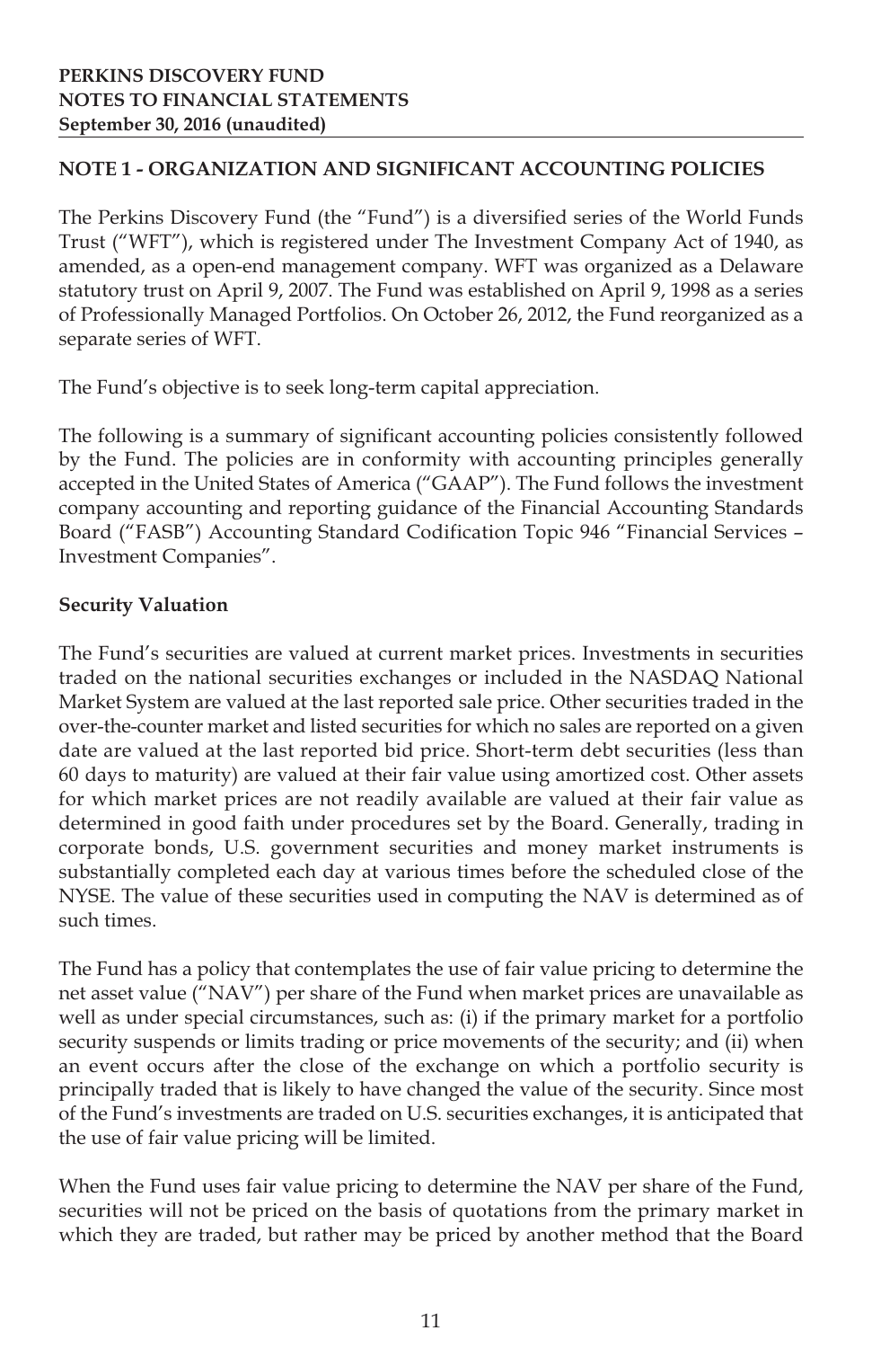**PERKINS DISCOVERY FUND**
**NOTES TO FINANCIAL STATEMENTS**
**September 30, 2016 (unaudited)**

## NOTE 1 - ORGANIZATION AND SIGNIFICANT ACCOUNTING POLICIES

The Perkins Discovery Fund (the "Fund") is a diversified series of the World Funds Trust ("WFT"), which is registered under The Investment Company Act of 1940, as amended, as a open-end management company. WFT was organized as a Delaware statutory trust on April 9, 2007. The Fund was established on April 9, 1998 as a series of Professionally Managed Portfolios. On October 26, 2012, the Fund reorganized as a separate series of WFT.

The Fund's objective is to seek long-term capital appreciation.

The following is a summary of significant accounting policies consistently followed by the Fund. The policies are in conformity with accounting principles generally accepted in the United States of America ("GAAP"). The Fund follows the investment company accounting and reporting guidance of the Financial Accounting Standards Board ("FASB") Accounting Standard Codification Topic 946 "Financial Services – Investment Companies".

### Security Valuation

The Fund's securities are valued at current market prices. Investments in securities traded on the national securities exchanges or included in the NASDAQ National Market System are valued at the last reported sale price. Other securities traded in the over-the-counter market and listed securities for which no sales are reported on a given date are valued at the last reported bid price. Short-term debt securities (less than 60 days to maturity) are valued at their fair value using amortized cost. Other assets for which market prices are not readily available are valued at their fair value as determined in good faith under procedures set by the Board. Generally, trading in corporate bonds, U.S. government securities and money market instruments is substantially completed each day at various times before the scheduled close of the NYSE. The value of these securities used in computing the NAV is determined as of such times.

The Fund has a policy that contemplates the use of fair value pricing to determine the net asset value ("NAV") per share of the Fund when market prices are unavailable as well as under special circumstances, such as: (i) if the primary market for a portfolio security suspends or limits trading or price movements of the security; and (ii) when an event occurs after the close of the exchange on which a portfolio security is principally traded that is likely to have changed the value of the security. Since most of the Fund's investments are traded on U.S. securities exchanges, it is anticipated that the use of fair value pricing will be limited.

When the Fund uses fair value pricing to determine the NAV per share of the Fund, securities will not be priced on the basis of quotations from the primary market in which they are traded, but rather may be priced by another method that the Board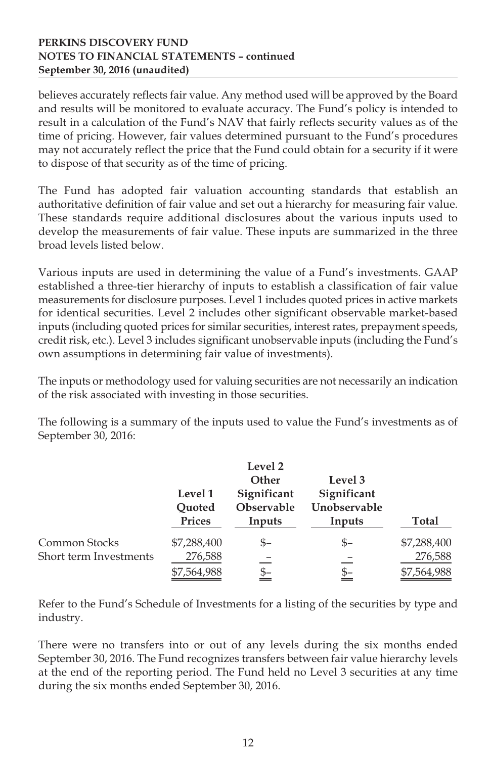believes accurately reflects fair value. Any method used will be approved by the Board and results will be monitored to evaluate accuracy. The Fund's policy is intended to result in a calculation of the Fund's NAV that fairly reflects security values as of the time of pricing. However, fair values determined pursuant to the Fund's procedures may not accurately reflect the price that the Fund could obtain for a security if it were to dispose of that security as of the time of pricing.

The Fund has adopted fair valuation accounting standards that establish an authoritative definition of fair value and set out a hierarchy for measuring fair value. These standards require additional disclosures about the various inputs used to develop the measurements of fair value. These inputs are summarized in the three broad levels listed below.

Various inputs are used in determining the value of a Fund's investments. GAAP established a three-tier hierarchy of inputs to establish a classification of fair value measurements for disclosure purposes. Level 1 includes quoted prices in active markets for identical securities. Level 2 includes other significant observable market-based inputs (including quoted prices for similar securities, interest rates, prepayment speeds, credit risk, etc.). Level 3 includes significant unobservable inputs (including the Fund's own assumptions in determining fair value of investments).

The inputs or methodology used for valuing securities are not necessarily an indication of the risk associated with investing in those securities.

The following is a summary of the inputs used to value the Fund's investments as of September 30, 2016:

| | Level 1 Quoted Prices | Level 2 Other Significant Observable Inputs | Level 3 Significant Unobservable Inputs | Total |
|---|---|---|---|---|
| Common Stocks | $7,288,400 | $– | $– | $7,288,400 |
| Short term Investments | 276,588 | – | – | 276,588 |
| | $7,564,988 | $– | $– | $7,564,988 |

Refer to the Fund's Schedule of Investments for a listing of the securities by type and industry.

There were no transfers into or out of any levels during the six months ended September 30, 2016. The Fund recognizes transfers between fair value hierarchy levels at the end of the reporting period. The Fund held no Level 3 securities at any time during the six months ended September 30, 2016.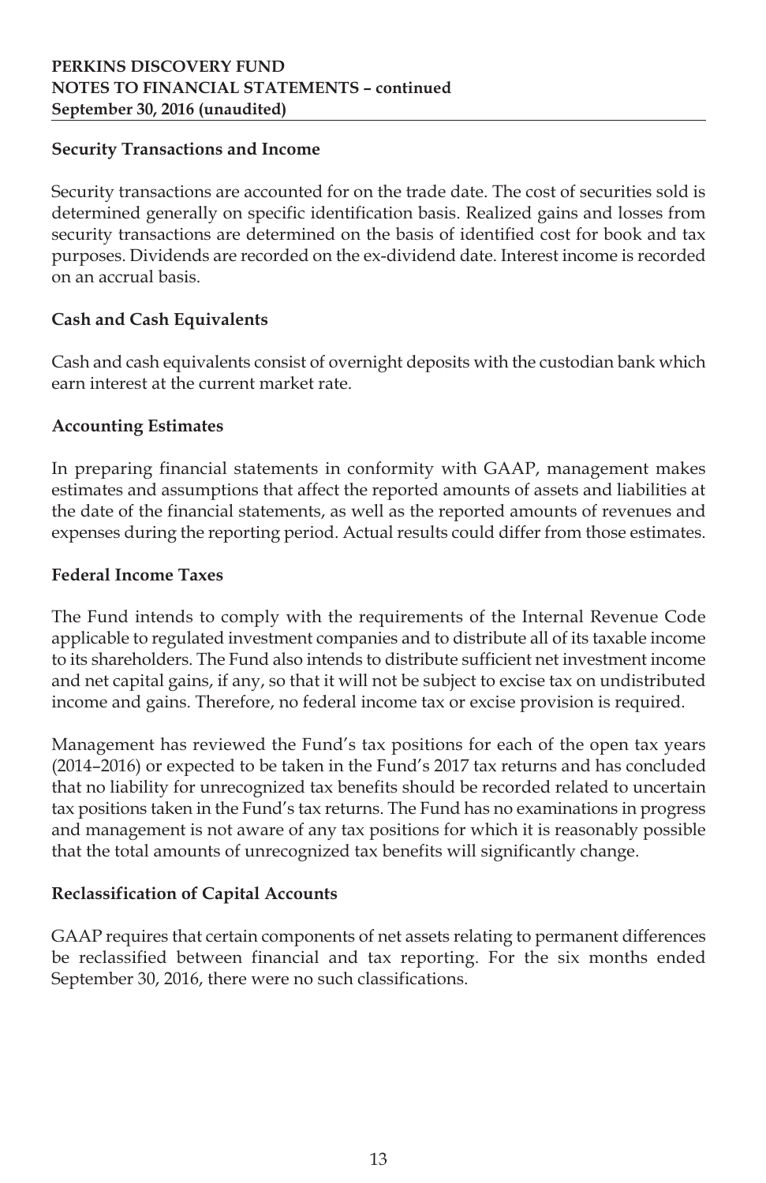### Security Transactions and Income

Security transactions are accounted for on the trade date. The cost of securities sold is determined generally on specific identification basis. Realized gains and losses from security transactions are determined on the basis of identified cost for book and tax purposes. Dividends are recorded on the ex-dividend date. Interest income is recorded on an accrual basis.

### Cash and Cash Equivalents

Cash and cash equivalents consist of overnight deposits with the custodian bank which earn interest at the current market rate.

### Accounting Estimates

In preparing financial statements in conformity with GAAP, management makes estimates and assumptions that affect the reported amounts of assets and liabilities at the date of the financial statements, as well as the reported amounts of revenues and expenses during the reporting period. Actual results could differ from those estimates.

### Federal Income Taxes

The Fund intends to comply with the requirements of the Internal Revenue Code applicable to regulated investment companies and to distribute all of its taxable income to its shareholders. The Fund also intends to distribute sufficient net investment income and net capital gains, if any, so that it will not be subject to excise tax on undistributed income and gains. Therefore, no federal income tax or excise provision is required.

Management has reviewed the Fund's tax positions for each of the open tax years (2014–2016) or expected to be taken in the Fund's 2017 tax returns and has concluded that no liability for unrecognized tax benefits should be recorded related to uncertain tax positions taken in the Fund's tax returns. The Fund has no examinations in progress and management is not aware of any tax positions for which it is reasonably possible that the total amounts of unrecognized tax benefits will significantly change.

### Reclassification of Capital Accounts

GAAP requires that certain components of net assets relating to permanent differences be reclassified between financial and tax reporting. For the six months ended September 30, 2016, there were no such classifications.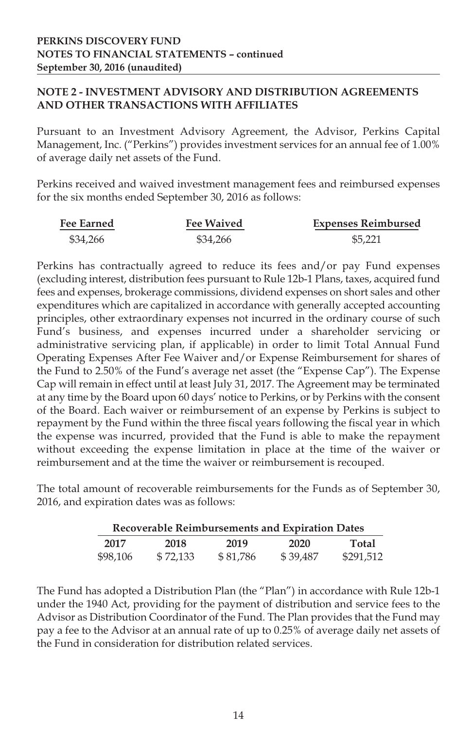**PERKINS DISCOVERY FUND**
**NOTES TO FINANCIAL STATEMENTS – continued**
**September 30, 2016 (unaudited)**

## NOTE 2 - INVESTMENT ADVISORY AND DISTRIBUTION AGREEMENTS AND OTHER TRANSACTIONS WITH AFFILIATES

Pursuant to an Investment Advisory Agreement, the Advisor, Perkins Capital Management, Inc. ("Perkins") provides investment services for an annual fee of 1.00% of average daily net assets of the Fund.

Perkins received and waived investment management fees and reimbursed expenses for the six months ended September 30, 2016 as follows:

| Fee Earned | Fee Waived | Expenses Reimbursed |
|---|---|---|
| $34,266 | $34,266 | $5,221 |

Perkins has contractually agreed to reduce its fees and/or pay Fund expenses (excluding interest, distribution fees pursuant to Rule 12b-1 Plans, taxes, acquired fund fees and expenses, brokerage commissions, dividend expenses on short sales and other expenditures which are capitalized in accordance with generally accepted accounting principles, other extraordinary expenses not incurred in the ordinary course of such Fund's business, and expenses incurred under a shareholder servicing or administrative servicing plan, if applicable) in order to limit Total Annual Fund Operating Expenses After Fee Waiver and/or Expense Reimbursement for shares of the Fund to 2.50% of the Fund's average net asset (the "Expense Cap"). The Expense Cap will remain in effect until at least July 31, 2017. The Agreement may be terminated at any time by the Board upon 60 days' notice to Perkins, or by Perkins with the consent of the Board. Each waiver or reimbursement of an expense by Perkins is subject to repayment by the Fund within the three fiscal years following the fiscal year in which the expense was incurred, provided that the Fund is able to make the repayment without exceeding the expense limitation in place at the time of the waiver or reimbursement and at the time the waiver or reimbursement is recouped.

The total amount of recoverable reimbursements for the Funds as of September 30, 2016, and expiration dates was as follows:

| Recoverable Reimbursements and Expiration Dates | | | | |
|---|---|---|---|---|
| **2017** | **2018** | **2019** | **2020** | **Total** |
| $98,106 | $ 72,133 | $ 81,786 | $ 39,487 | $291,512 |

The Fund has adopted a Distribution Plan (the "Plan") in accordance with Rule 12b-1 under the 1940 Act, providing for the payment of distribution and service fees to the Advisor as Distribution Coordinator of the Fund. The Plan provides that the Fund may pay a fee to the Advisor at an annual rate of up to 0.25% of average daily net assets of the Fund in consideration for distribution related services.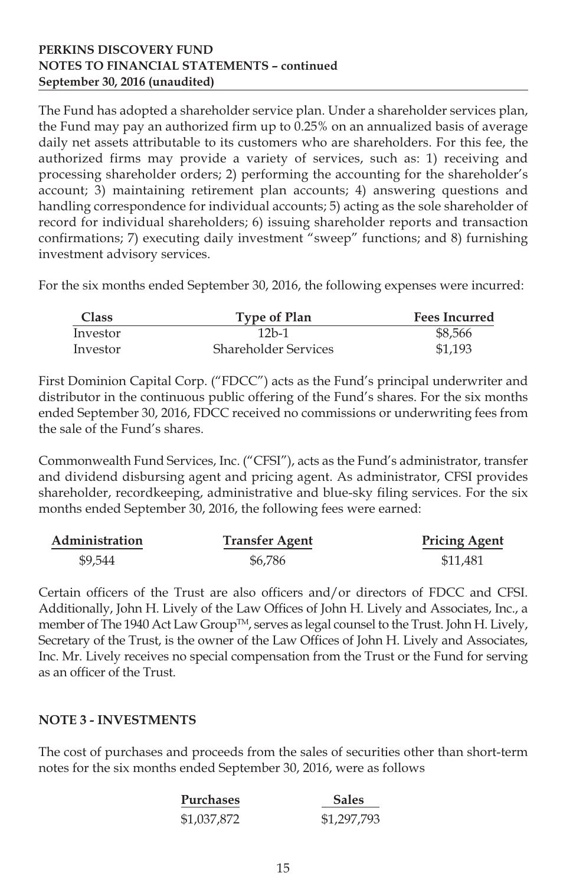The Fund has adopted a shareholder service plan. Under a shareholder services plan, the Fund may pay an authorized firm up to 0.25% on an annualized basis of average daily net assets attributable to its customers who are shareholders. For this fee, the authorized firms may provide a variety of services, such as: 1) receiving and processing shareholder orders; 2) performing the accounting for the shareholder's account; 3) maintaining retirement plan accounts; 4) answering questions and handling correspondence for individual accounts; 5) acting as the sole shareholder of record for individual shareholders; 6) issuing shareholder reports and transaction confirmations; 7) executing daily investment "sweep" functions; and 8) furnishing investment advisory services.

For the six months ended September 30, 2016, the following expenses were incurred:

| Class | Type of Plan | Fees Incurred |
|---|---|---|
| Investor | 12b-1 | $8,566 |
| Investor | Shareholder Services | $1,193 |

First Dominion Capital Corp. ("FDCC") acts as the Fund's principal underwriter and distributor in the continuous public offering of the Fund's shares. For the six months ended September 30, 2016, FDCC received no commissions or underwriting fees from the sale of the Fund's shares.

Commonwealth Fund Services, Inc. ("CFSI"), acts as the Fund's administrator, transfer and dividend disbursing agent and pricing agent. As administrator, CFSI provides shareholder, recordkeeping, administrative and blue-sky filing services. For the six months ended September 30, 2016, the following fees were earned:

| Administration | Transfer Agent | Pricing Agent |
|---|---|---|
| $9,544 | $6,786 | $11,481 |

Certain officers of the Trust are also officers and/or directors of FDCC and CFSI. Additionally, John H. Lively of the Law Offices of John H. Lively and Associates, Inc., a member of The 1940 Act Law Group™, serves as legal counsel to the Trust. John H. Lively, Secretary of the Trust, is the owner of the Law Offices of John H. Lively and Associates, Inc. Mr. Lively receives no special compensation from the Trust or the Fund for serving as an officer of the Trust.

## NOTE 3 - INVESTMENTS

The cost of purchases and proceeds from the sales of securities other than short-term notes for the six months ended September 30, 2016, were as follows

| Purchases | Sales |
|---|---|
| $1,037,872 | $1,297,793 |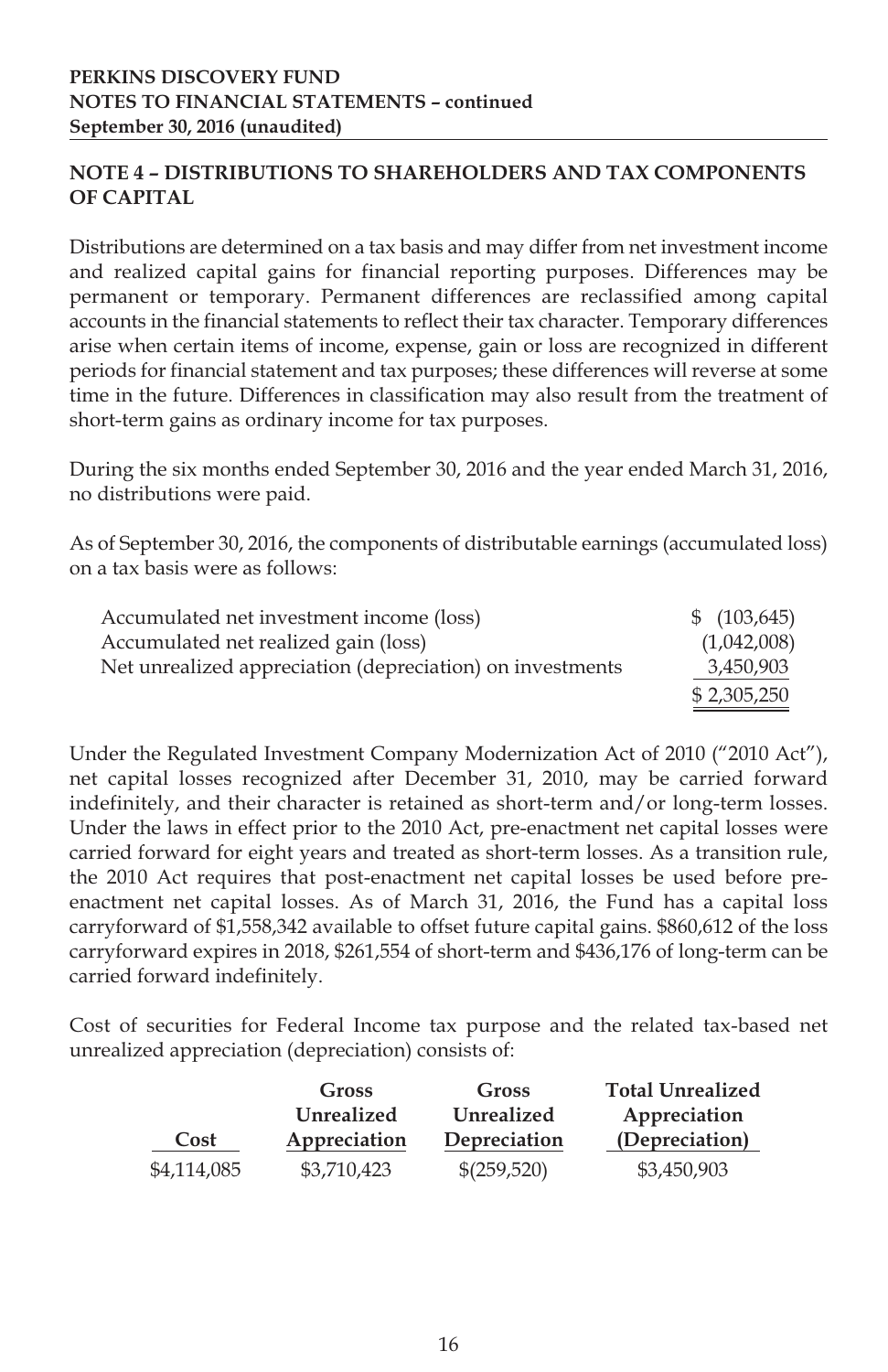## NOTE 4 – DISTRIBUTIONS TO SHAREHOLDERS AND TAX COMPONENTS OF CAPITAL

Distributions are determined on a tax basis and may differ from net investment income and realized capital gains for financial reporting purposes. Differences may be permanent or temporary. Permanent differences are reclassified among capital accounts in the financial statements to reflect their tax character. Temporary differences arise when certain items of income, expense, gain or loss are recognized in different periods for financial statement and tax purposes; these differences will reverse at some time in the future. Differences in classification may also result from the treatment of short-term gains as ordinary income for tax purposes.

During the six months ended September 30, 2016 and the year ended March 31, 2016, no distributions were paid.

As of September 30, 2016, the components of distributable earnings (accumulated loss) on a tax basis were as follows:

| | |
|---|---|
| Accumulated net investment income (loss) | $ (103,645) |
| Accumulated net realized gain (loss) | (1,042,008) |
| Net unrealized appreciation (depreciation) on investments | 3,450,903 |
| | $ 2,305,250 |

Under the Regulated Investment Company Modernization Act of 2010 ("2010 Act"), net capital losses recognized after December 31, 2010, may be carried forward indefinitely, and their character is retained as short-term and/or long-term losses. Under the laws in effect prior to the 2010 Act, pre-enactment net capital losses were carried forward for eight years and treated as short-term losses. As a transition rule, the 2010 Act requires that post-enactment net capital losses be used before pre-enactment net capital losses. As of March 31, 2016, the Fund has a capital loss carryforward of $1,558,342 available to offset future capital gains. $860,612 of the loss carryforward expires in 2018, $261,554 of short-term and $436,176 of long-term can be carried forward indefinitely.

Cost of securities for Federal Income tax purpose and the related tax-based net unrealized appreciation (depreciation) consists of:

| Cost | Gross Unrealized Appreciation | Gross Unrealized Depreciation | Total Unrealized Appreciation (Depreciation) |
|---|---|---|---|
| $4,114,085 | $3,710,423 | $(259,520) | $3,450,903 |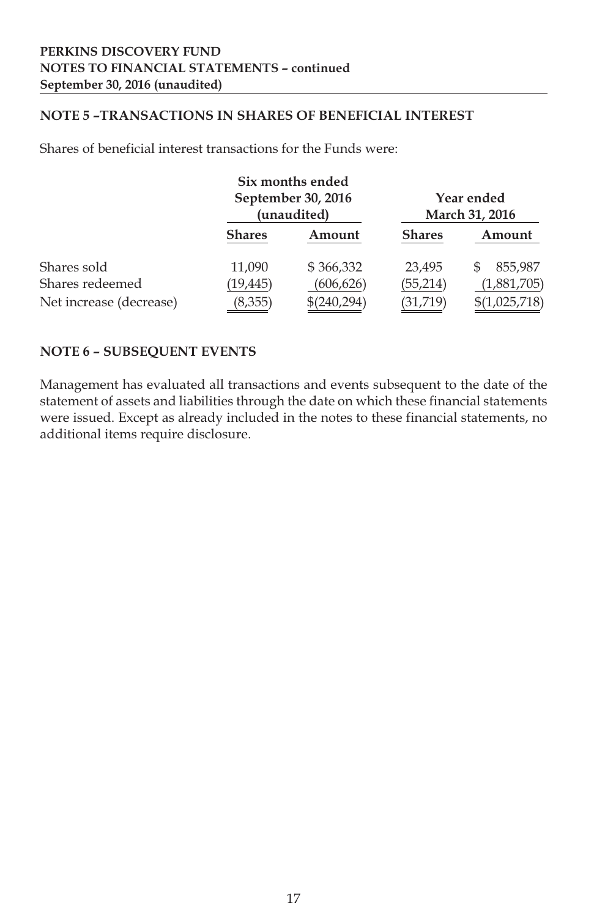## NOTE 5 – TRANSACTIONS IN SHARES OF BENEFICIAL INTEREST

Shares of beneficial interest transactions for the Funds were:

| | Six months ended September 30, 2016 (unaudited) | | Year ended March 31, 2016 | |
|---|---|---|---|---|
| | **Shares** | **Amount** | **Shares** | **Amount** |
| Shares sold | 11,090 | $ 366,332 | 23,495 | $ 855,987 |
| Shares redeemed | (19,445) | (606,626) | (55,214) | (1,881,705) |
| Net increase (decrease) | (8,355) | $(240,294) | (31,719) | $(1,025,718) |

## NOTE 6 – SUBSEQUENT EVENTS

Management has evaluated all transactions and events subsequent to the date of the statement of assets and liabilities through the date on which these financial statements were issued. Except as already included in the notes to these financial statements, no additional items require disclosure.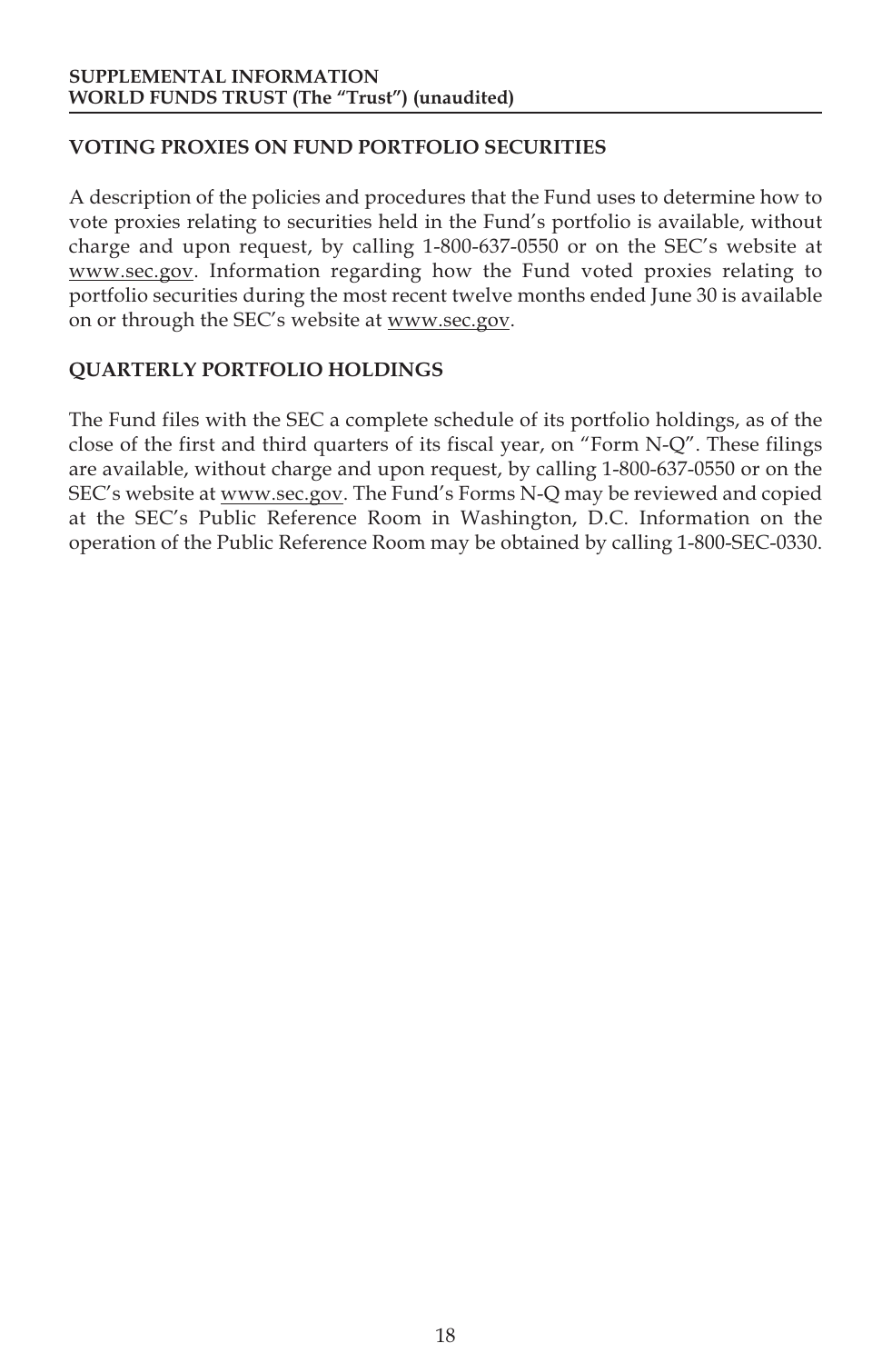**SUPPLEMENTAL INFORMATION**
**WORLD FUNDS TRUST (The "Trust") (unaudited)**

## VOTING PROXIES ON FUND PORTFOLIO SECURITIES

A description of the policies and procedures that the Fund uses to determine how to vote proxies relating to securities held in the Fund's portfolio is available, without charge and upon request, by calling 1-800-637-0550 or on the SEC's website at www.sec.gov. Information regarding how the Fund voted proxies relating to portfolio securities during the most recent twelve months ended June 30 is available on or through the SEC's website at www.sec.gov.

## QUARTERLY PORTFOLIO HOLDINGS

The Fund files with the SEC a complete schedule of its portfolio holdings, as of the close of the first and third quarters of its fiscal year, on "Form N-Q". These filings are available, without charge and upon request, by calling 1-800-637-0550 or on the SEC's website at www.sec.gov. The Fund's Forms N-Q may be reviewed and copied at the SEC's Public Reference Room in Washington, D.C. Information on the operation of the Public Reference Room may be obtained by calling 1-800-SEC-0330.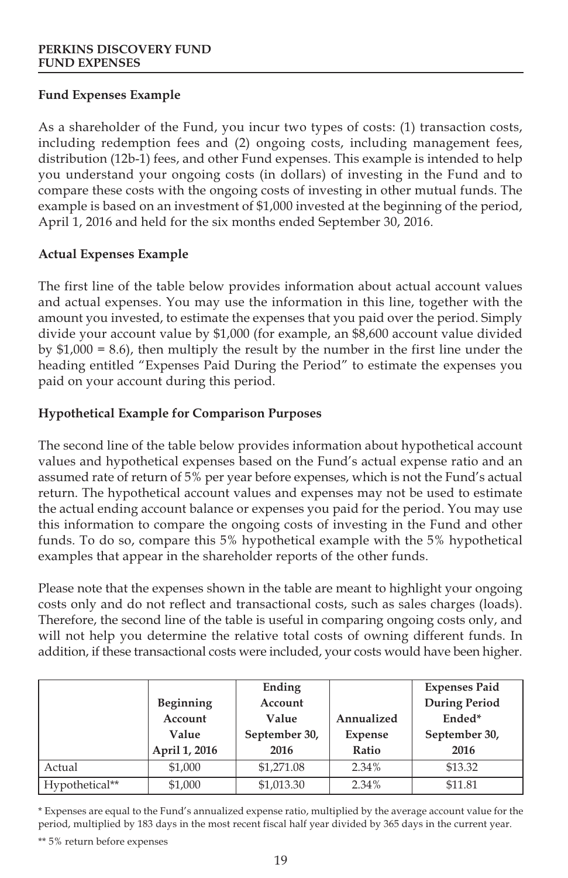**PERKINS DISCOVERY FUND**
**FUND EXPENSES**

### Fund Expenses Example

As a shareholder of the Fund, you incur two types of costs: (1) transaction costs, including redemption fees and (2) ongoing costs, including management fees, distribution (12b-1) fees, and other Fund expenses. This example is intended to help you understand your ongoing costs (in dollars) of investing in the Fund and to compare these costs with the ongoing costs of investing in other mutual funds. The example is based on an investment of $1,000 invested at the beginning of the period, April 1, 2016 and held for the six months ended September 30, 2016.

### Actual Expenses Example

The first line of the table below provides information about actual account values and actual expenses. You may use the information in this line, together with the amount you invested, to estimate the expenses that you paid over the period. Simply divide your account value by $1,000 (for example, an $8,600 account value divided by $1,000 = 8.6), then multiply the result by the number in the first line under the heading entitled "Expenses Paid During the Period" to estimate the expenses you paid on your account during this period.

### Hypothetical Example for Comparison Purposes

The second line of the table below provides information about hypothetical account values and hypothetical expenses based on the Fund's actual expense ratio and an assumed rate of return of 5% per year before expenses, which is not the Fund's actual return. The hypothetical account values and expenses may not be used to estimate the actual ending account balance or expenses you paid for the period. You may use this information to compare the ongoing costs of investing in the Fund and other funds. To do so, compare this 5% hypothetical example with the 5% hypothetical examples that appear in the shareholder reports of the other funds.

Please note that the expenses shown in the table are meant to highlight your ongoing costs only and do not reflect and transactional costs, such as sales charges (loads). Therefore, the second line of the table is useful in comparing ongoing costs only, and will not help you determine the relative total costs of owning different funds. In addition, if these transactional costs were included, your costs would have been higher.

| | Beginning Account Value April 1, 2016 | Ending Account Value September 30, 2016 | Annualized Expense Ratio | Expenses Paid During Period Ended* September 30, 2016 |
|---|---|---|---|---|
| Actual | $1,000 | $1,271.08 | 2.34% | $13.32 |
| Hypothetical** | $1,000 | $1,013.30 | 2.34% | $11.81 |

* Expenses are equal to the Fund's annualized expense ratio, multiplied by the average account value for the period, multiplied by 183 days in the most recent fiscal half year divided by 365 days in the current year.

** 5% return before expenses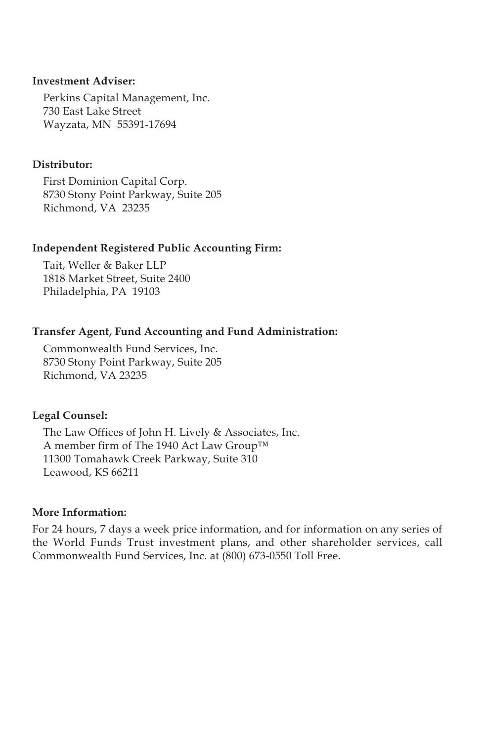**Investment Adviser:**

Perkins Capital Management, Inc.
730 East Lake Street
Wayzata, MN  55391-17694

**Distributor:**

First Dominion Capital Corp.
8730 Stony Point Parkway, Suite 205
Richmond, VA  23235

**Independent Registered Public Accounting Firm:**

Tait, Weller & Baker LLP
1818 Market Street, Suite 2400
Philadelphia, PA  19103

**Transfer Agent, Fund Accounting and Fund Administration:**

Commonwealth Fund Services, Inc.
8730 Stony Point Parkway, Suite 205
Richmond, VA 23235

**Legal Counsel:**

The Law Offices of John H. Lively & Associates, Inc.
A member firm of The 1940 Act Law Group™
11300 Tomahawk Creek Parkway, Suite 310
Leawood, KS 66211

**More Information:**

For 24 hours, 7 days a week price information, and for information on any series of the World Funds Trust investment plans, and other shareholder services, call Commonwealth Fund Services, Inc. at (800) 673-0550 Toll Free.